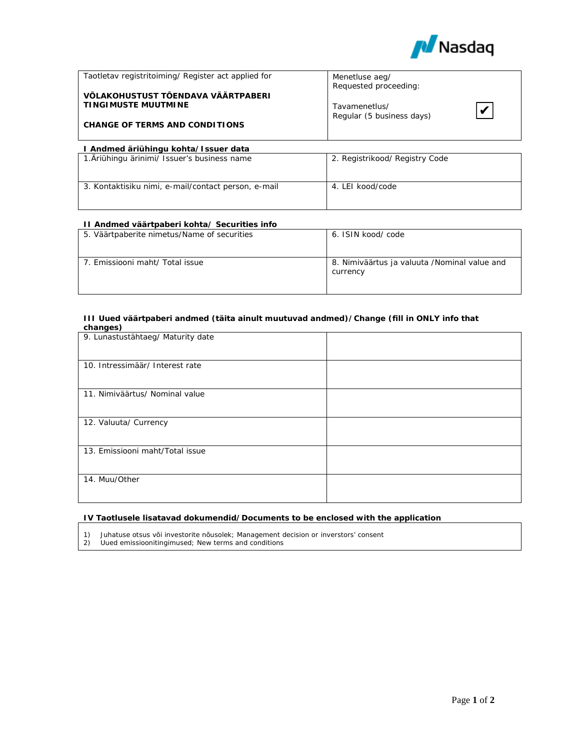Nasdaq

| Taotletav registritoiming/ Register act applied for<br><br>**VÕLAKOHUSTUST TÕENDAVA VÄÄRTPABERI TINGIMUSTE MUUTMINE**<br><br>**CHANGE OF TERMS AND CONDITIONS** | Menetluse aeg/<br>Requested proceeding:<br><br>Tavamenetlus/<br>Regular (5 business days) ✔ |
|---|---|

**I Andmed äriühingu kohta/ Issuer data**

| 1.Äriühingu ärinimi/ Issuer's business name | 2. Registrikood/ Registry Code |
|---|---|
| 3. Kontaktisiku nimi, e-mail/contact person, e-mail | 4. LEI kood/code |

**II Andmed väärtpaberi kohta/ Securities info**

| 5. Väärtpaberite nimetus/Name of securities | 6. ISIN kood/ code |
|---|---|
| 7. Emissiooni maht/ Total issue | 8. Nimiväärtus ja valuuta /Nominal value and currency |

**III Uued väärtpaberi andmed (täita ainult muutuvad andmed)/ Change (fill in ONLY info that changes)**

| | |
|---|---|
| 9. Lunastustähtaeg/ Maturity date | |
| 10. Intressimäär/ Interest rate | |
| 11. Nimiväärtus/ Nominal value | |
| 12. Valuuta/ Currency | |
| 13. Emissiooni maht/Total issue | |
| 14. Muu/Other | |

**IV Taotlusele lisatavad dokumendid/ Documents to be enclosed with the application**

1) Juhatuse otsus või investorite nõusolek; Management decision or inverstors' consent
2) Uued emissioonitingimused; New terms and conditions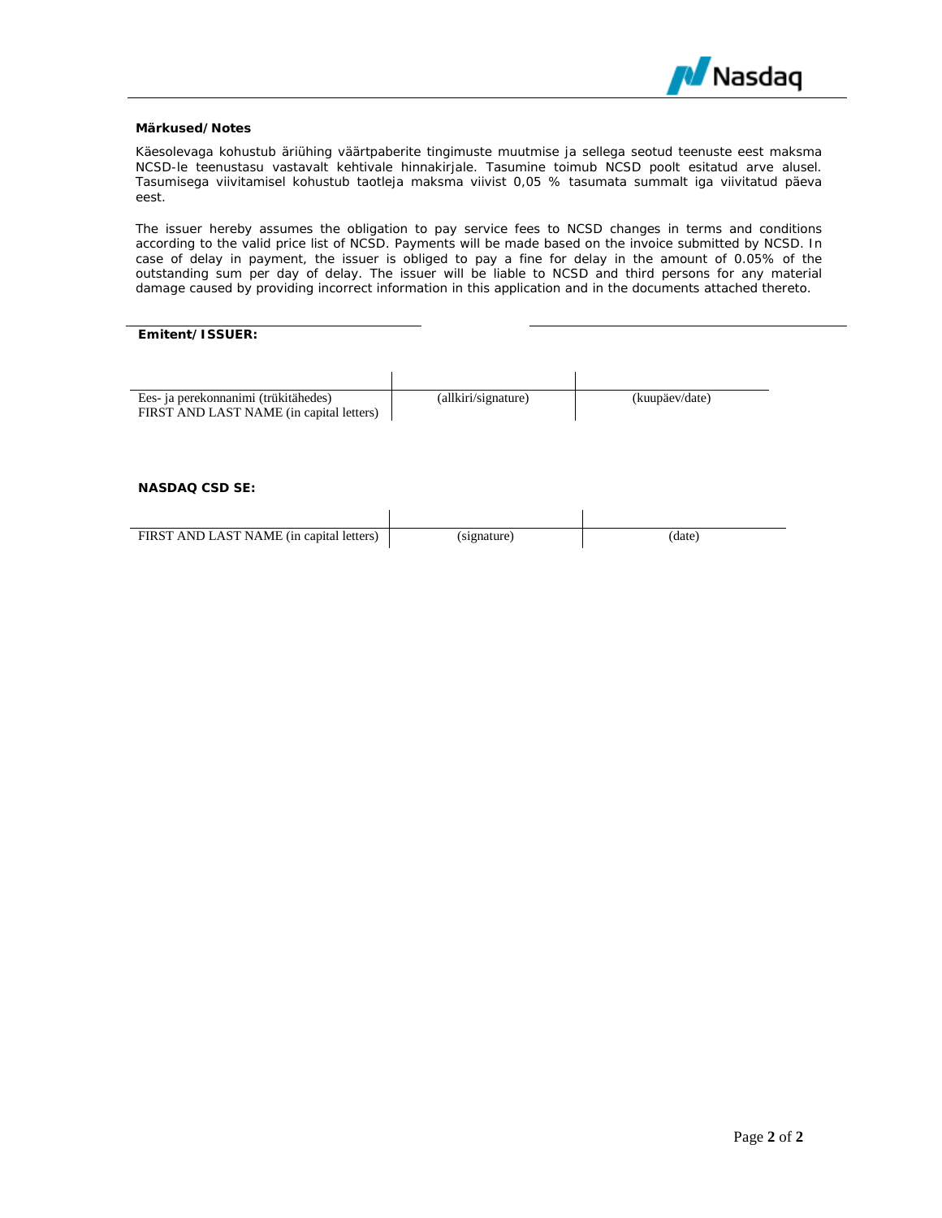**Märkused/Notes**

Käesolevaga kohustub äriühing väärtpaberite tingimuste muutmise ja sellega seotud teenuste eest maksma NCSD-le teenustasu vastavalt kehtivale hinnakirjale. Tasumine toimub NCSD poolt esitatud arve alusel. Tasumisega viivitamisel kohustub taotleja maksma viivist 0,05 % tasumata summalt iga viivitatud päeva eest.

The issuer hereby assumes the obligation to pay service fees to NCSD changes in terms and conditions according to the valid price list of NCSD. Payments will be made based on the invoice submitted by NCSD. In case of delay in payment, the issuer is obliged to pay a fine for delay in the amount of 0.05% of the outstanding sum per day of delay. The issuer will be liable to NCSD and third persons for any material damage caused by providing incorrect information in this application and in the documents attached thereto.

**Emitent/ISSUER:**

| | | |
|---|---|---|
| Ees- ja perekonnanimi (trükitähedes)<br>FIRST AND LAST NAME (in capital letters) | (allkiri/signature) | (kuupäev/date) |

**NASDAQ CSD SE:**

| | | |
|---|---|---|
| FIRST AND LAST NAME (in capital letters) | (signature) | (date) |